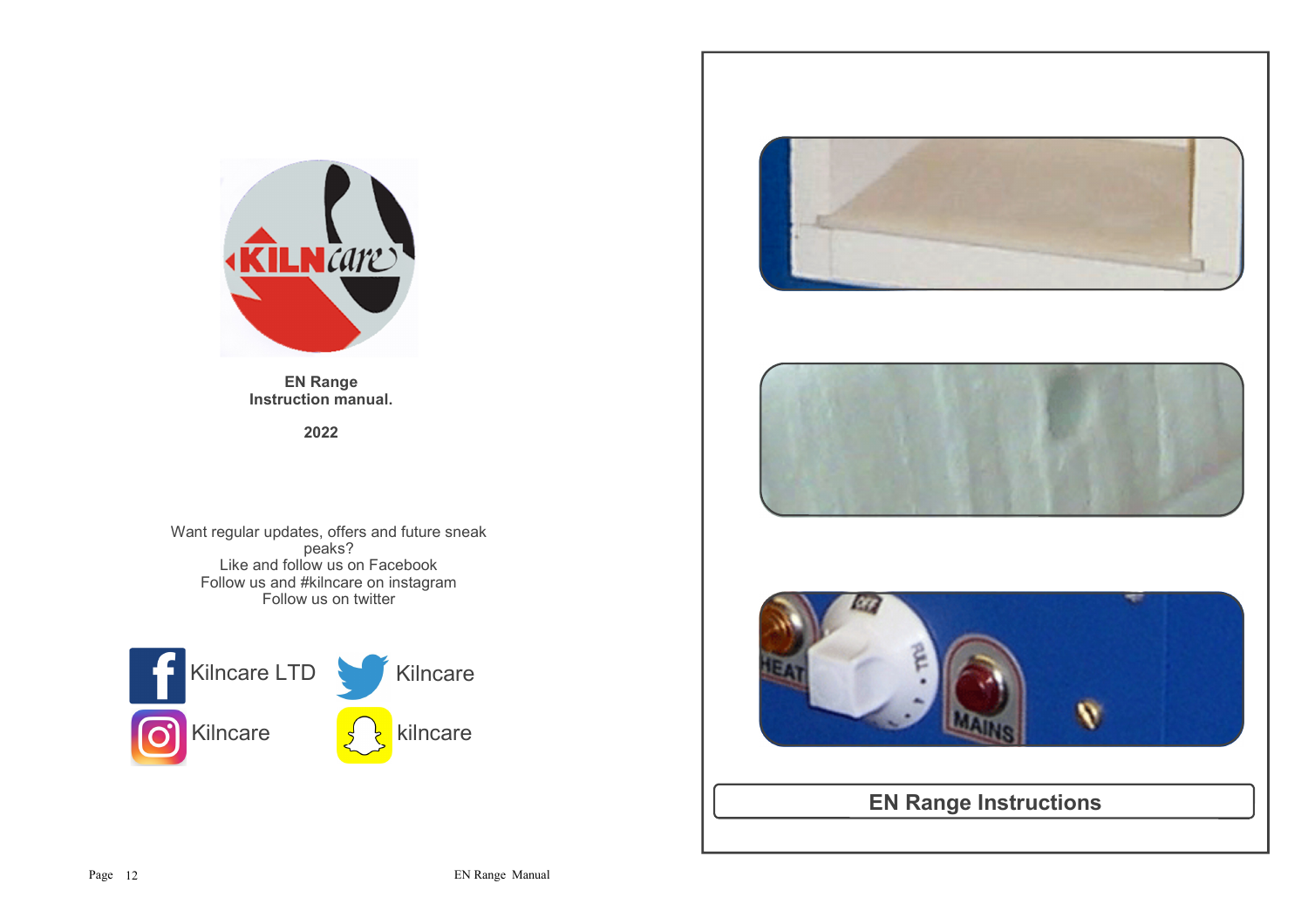**EN Range**
**Instruction manual.**

**2022**

Want regular updates, offers and future sneak peaks?
Like and follow us on Facebook
Follow us and #kilncare on instagram
Follow us on twitter

Kilncare LTD

Kilncare

Kilncare

kilncare

# EN Range Instructions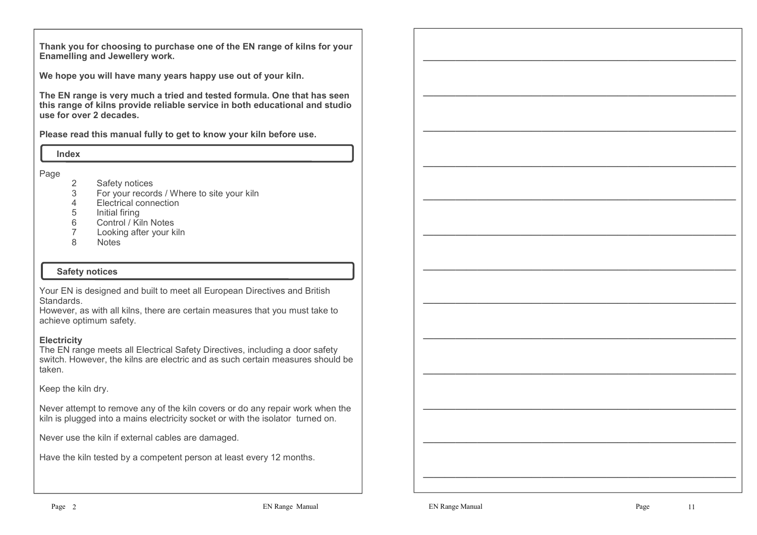**Thank you for choosing to purchase one of the EN range of kilns for your Enamelling and Jewellery work.**

**We hope you will have many years happy use out of your kiln.**

**The EN range is very much a tried and tested formula. One that has seen this range of kilns provide reliable service in both educational and studio use for over 2 decades.**

**Please read this manual fully to get to know your kiln before use.**

## Index

| Page | |
|---|---|
| 2 | Safety notices |
| 3 | For your records / Where to site your kiln |
| 4 | Electrical connection |
| 5 | Initial firing |
| 6 | Control / Kiln Notes |
| 7 | Looking after your kiln |
| 8 | Notes |

## Safety notices

Your EN is designed and built to meet all European Directives and British Standards.
However, as with all kilns, there are certain measures that you must take to achieve optimum safety.

**Electricity**
The EN range meets all Electrical Safety Directives, including a door safety switch. However, the kilns are electric and as such certain measures should be taken.

Keep the kiln dry.

Never attempt to remove any of the kiln covers or do any repair work when the kiln is plugged into a mains electricity socket or with the isolator turned on.

Never use the kiln if external cables are damaged.

Have the kiln tested by a competent person at least every 12 months.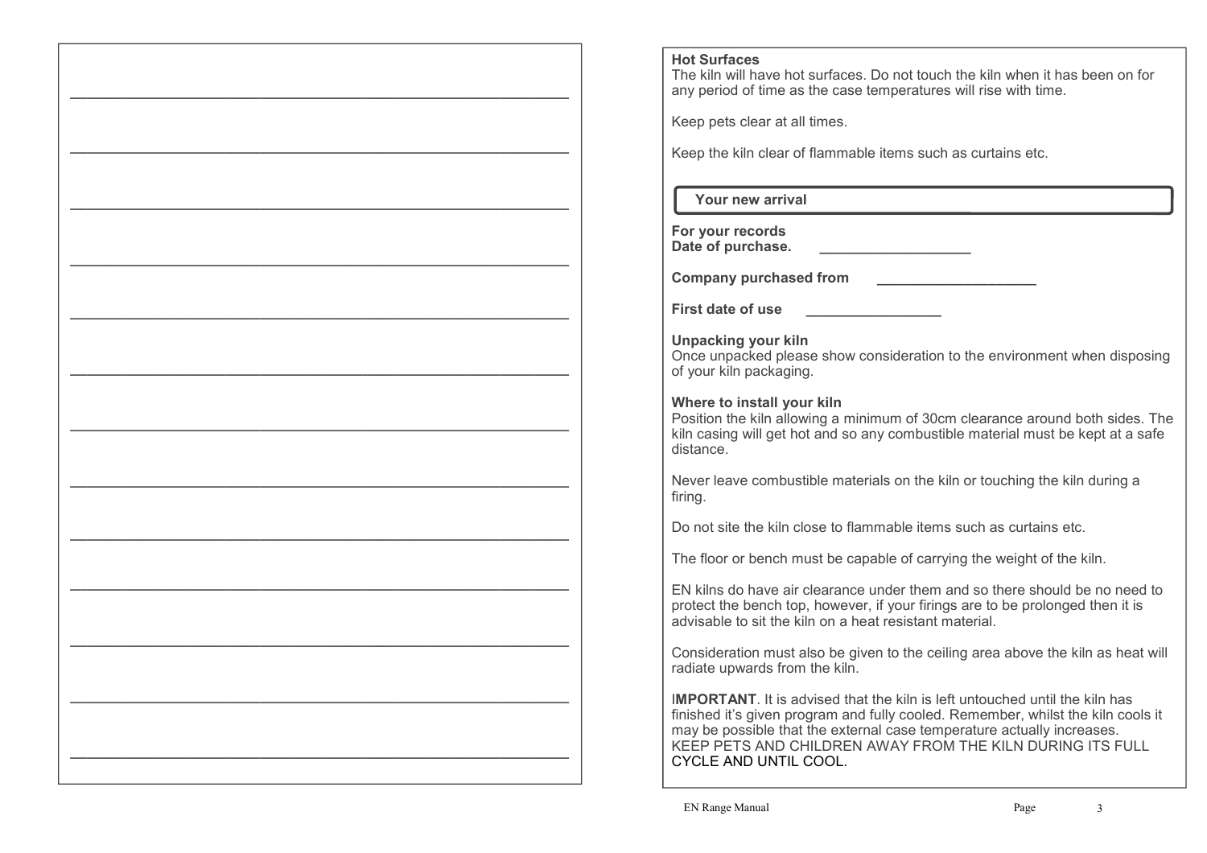**Hot Surfaces**
The kiln will have hot surfaces. Do not touch the kiln when it has been on for any period of time as the case temperatures will rise with time.

Keep pets clear at all times.

Keep the kiln clear of flammable items such as curtains etc.

## Your new arrival

**For your records**
**Date of purchase.** ___________________

**Company purchased from** ____________________

**First date of use** _________________

**Unpacking your kiln**
Once unpacked please show consideration to the environment when disposing of your kiln packaging.

**Where to install your kiln**
Position the kiln allowing a minimum of 30cm clearance around both sides. The kiln casing will get hot and so any combustible material must be kept at a safe distance.

Never leave combustible materials on the kiln or touching the kiln during a firing.

Do not site the kiln close to flammable items such as curtains etc.

The floor or bench must be capable of carrying the weight of the kiln.

EN kilns do have air clearance under them and so there should be no need to protect the bench top, however, if your firings are to be prolonged then it is advisable to sit the kiln on a heat resistant material.

Consideration must also be given to the ceiling area above the kiln as heat will radiate upwards from the kiln.

I**MPORTANT**. It is advised that the kiln is left untouched until the kiln has finished it's given program and fully cooled. Remember, whilst the kiln cools it may be possible that the external case temperature actually increases.
KEEP PETS AND CHILDREN AWAY FROM THE KILN DURING ITS FULL CYCLE AND UNTIL COOL.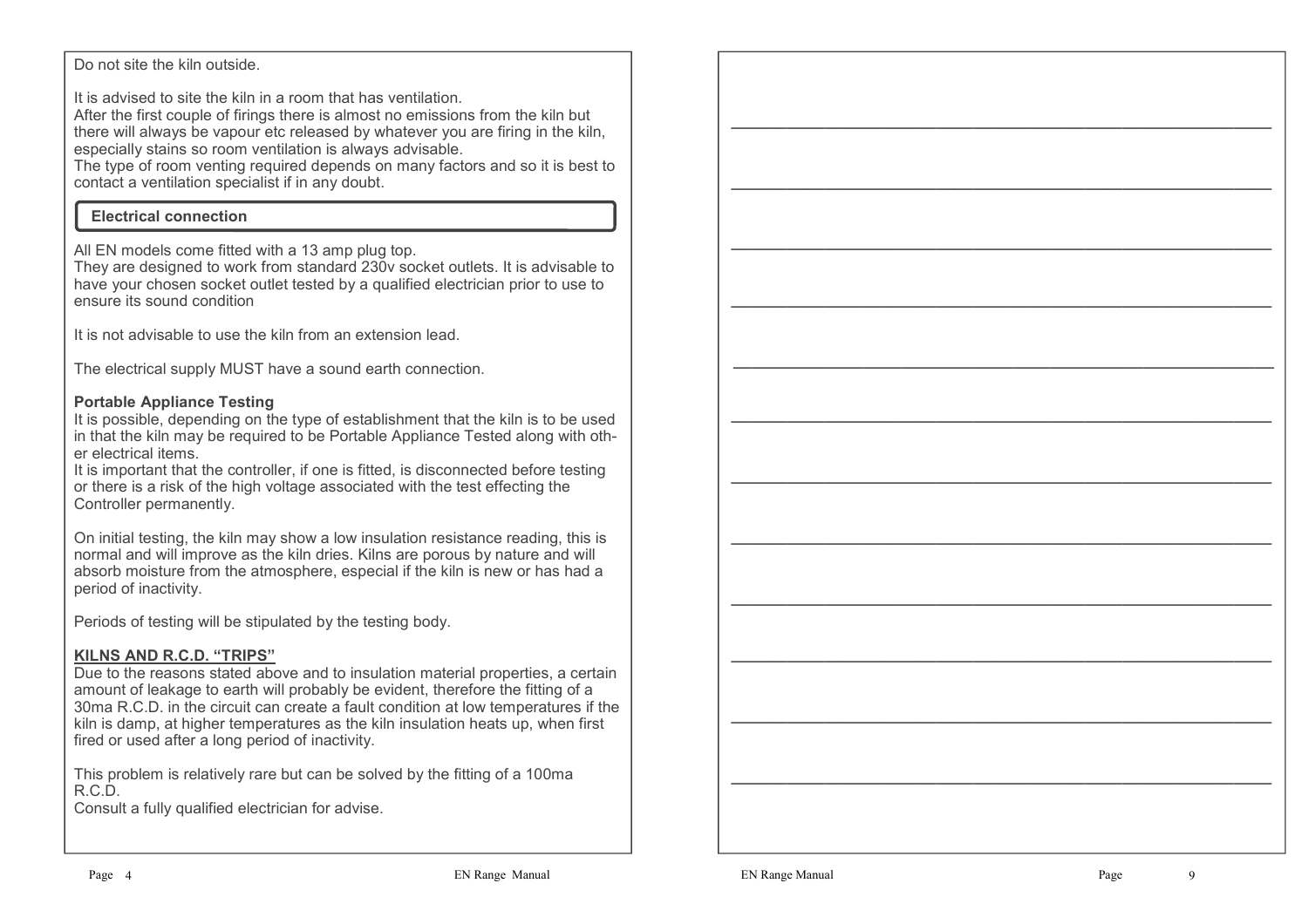Do not site the kiln outside.

It is advised to site the kiln in a room that has ventilation.
After the first couple of firings there is almost no emissions from the kiln but there will always be vapour etc released by whatever you are firing in the kiln, especially stains so room ventilation is always advisable.
The type of room venting required depends on many factors and so it is best to contact a ventilation specialist if in any doubt.

## Electrical connection

All EN models come fitted with a 13 amp plug top.
They are designed to work from standard 230v socket outlets. It is advisable to have your chosen socket outlet tested by a qualified electrician prior to use to ensure its sound condition

It is not advisable to use the kiln from an extension lead.

The electrical supply MUST have a sound earth connection.

**Portable Appliance Testing**
It is possible, depending on the type of establishment that the kiln is to be used in that the kiln may be required to be Portable Appliance Tested along with other electrical items.
It is important that the controller, if one is fitted, is disconnected before testing or there is a risk of the high voltage associated with the test effecting the Controller permanently.

On initial testing, the kiln may show a low insulation resistance reading, this is normal and will improve as the kiln dries. Kilns are porous by nature and will absorb moisture from the atmosphere, especial if the kiln is new or has had a period of inactivity.

Periods of testing will be stipulated by the testing body.

**KILNS AND R.C.D. "TRIPS"**
Due to the reasons stated above and to insulation material properties, a certain amount of leakage to earth will probably be evident, therefore the fitting of a 30ma R.C.D. in the circuit can create a fault condition at low temperatures if the kiln is damp, at higher temperatures as the kiln insulation heats up, when first fired or used after a long period of inactivity.

This problem is relatively rare but can be solved by the fitting of a 100ma R.C.D.
Consult a fully qualified electrician for advise.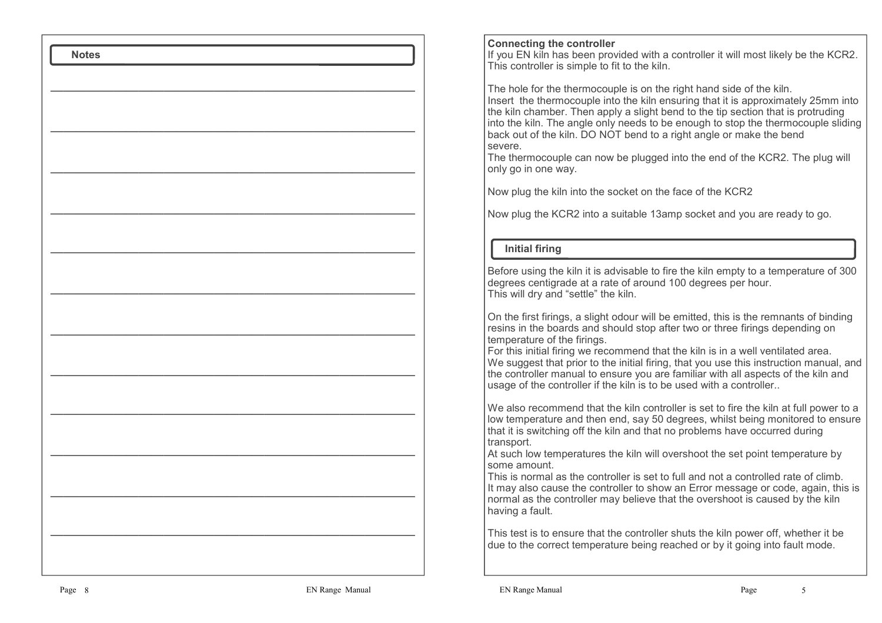## Notes

## Connecting the controller

If you EN kiln has been provided with a controller it will most likely be the KCR2. This controller is simple to fit to the kiln.

The hole for the thermocouple is on the right hand side of the kiln. Insert the thermocouple into the kiln ensuring that it is approximately 25mm into the kiln chamber. Then apply a slight bend to the tip section that is protruding into the kiln. The angle only needs to be enough to stop the thermocouple sliding back out of the kiln. DO NOT bend to a right angle or make the bend severe.

The thermocouple can now be plugged into the end of the KCR2. The plug will only go in one way.

Now plug the kiln into the socket on the face of the KCR2

Now plug the KCR2 into a suitable 13amp socket and you are ready to go.

## Initial firing

Before using the kiln it is advisable to fire the kiln empty to a temperature of 300 degrees centigrade at a rate of around 100 degrees per hour. This will dry and "settle" the kiln.

On the first firings, a slight odour will be emitted, this is the remnants of binding resins in the boards and should stop after two or three firings depending on temperature of the firings.

For this initial firing we recommend that the kiln is in a well ventilated area.

We suggest that prior to the initial firing, that you use this instruction manual, and the controller manual to ensure you are familiar with all aspects of the kiln and usage of the controller if the kiln is to be used with a controller..

We also recommend that the kiln controller is set to fire the kiln at full power to a low temperature and then end, say 50 degrees, whilst being monitored to ensure that it is switching off the kiln and that no problems have occurred during transport.

At such low temperatures the kiln will overshoot the set point temperature by some amount.

This is normal as the controller is set to full and not a controlled rate of climb.

It may also cause the controller to show an Error message or code, again, this is normal as the controller may believe that the overshoot is caused by the kiln having a fault.

This test is to ensure that the controller shuts the kiln power off, whether it be due to the correct temperature being reached or by it going into fault mode.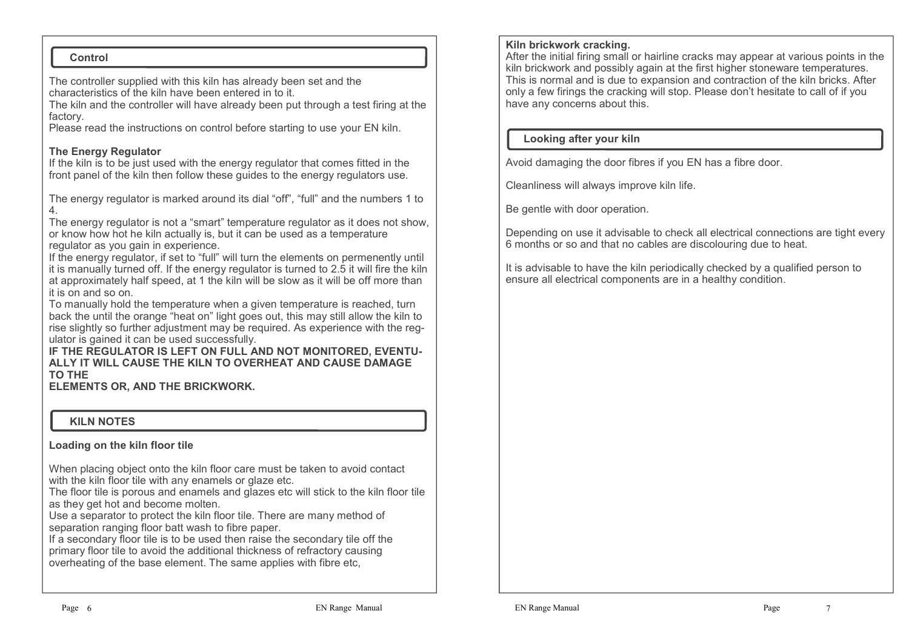## Control

The controller supplied with this kiln has already been set and the characteristics of the kiln have been entered in to it.
The kiln and the controller will have already been put through a test firing at the factory.
Please read the instructions on control before starting to use your EN kiln.

**The Energy Regulator**
If the kiln is to be just used with the energy regulator that comes fitted in the front panel of the kiln then follow these guides to the energy regulators use.

The energy regulator is marked around its dial "off", "full" and the numbers 1 to 4.
The energy regulator is not a "smart" temperature regulator as it does not show, or know how hot he kiln actually is, but it can be used as a temperature regulator as you gain in experience.
If the energy regulator, if set to "full" will turn the elements on permenently until it is manually turned off. If the energy regulator is turned to 2.5 it will fire the kiln at approximately half speed, at 1 the kiln will be slow as it will be off more than it is on and so on.
To manually hold the temperature when a given temperature is reached, turn back the until the orange "heat on" light goes out, this may still allow the kiln to rise slightly so further adjustment may be required. As experience with the regulator is gained it can be used successfully.
**IF THE REGULATOR IS LEFT ON FULL AND NOT MONITORED, EVENTUALLY IT WILL CAUSE THE KILN TO OVERHEAT AND CAUSE DAMAGE TO THE ELEMENTS OR, AND THE BRICKWORK.**

## KILN NOTES

**Loading on the kiln floor tile**

When placing object onto the kiln floor care must be taken to avoid contact with the kiln floor tile with any enamels or glaze etc.
The floor tile is porous and enamels and glazes etc will stick to the kiln floor tile as they get hot and become molten.
Use a separator to protect the kiln floor tile. There are many method of separation ranging floor batt wash to fibre paper.
If a secondary floor tile is to be used then raise the secondary tile off the primary floor tile to avoid the additional thickness of refractory causing overheating of the base element. The same applies with fibre etc,

**Kiln brickwork cracking.**
After the initial firing small or hairline cracks may appear at various points in the kiln brickwork and possibly again at the first higher stoneware temperatures. This is normal and is due to expansion and contraction of the kiln bricks. After only a few firings the cracking will stop. Please don't hesitate to call of if you have any concerns about this.

## Looking after your kiln

Avoid damaging the door fibres if you EN has a fibre door.

Cleanliness will always improve kiln life.

Be gentle with door operation.

Depending on use it advisable to check all electrical connections are tight every 6 months or so and that no cables are discolouring due to heat.

It is advisable to have the kiln periodically checked by a qualified person to ensure all electrical components are in a healthy condition.